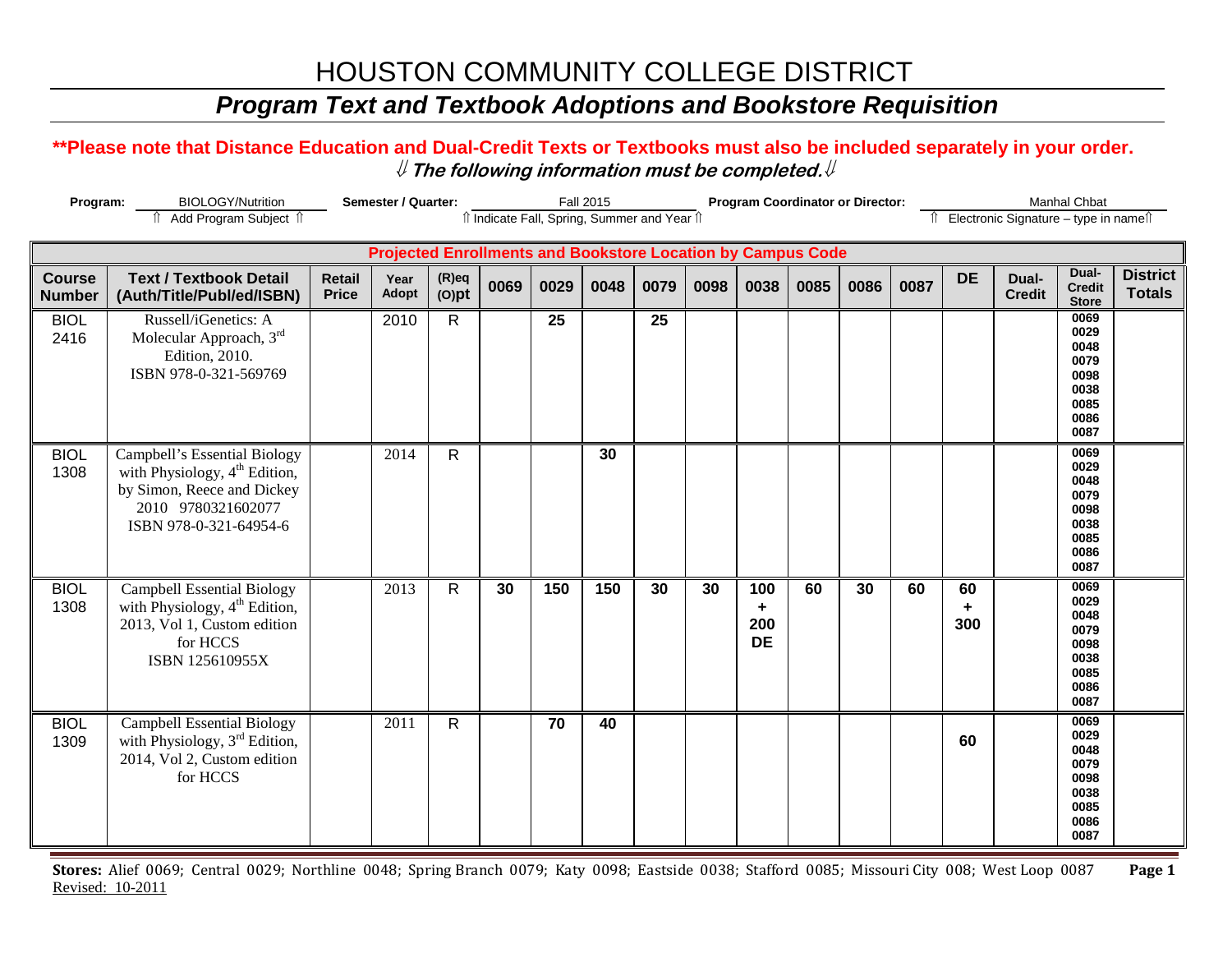# HOUSTON COMMUNITY COLLEGE DISTRICT

## *Program Text and Textbook Adoptions and Bookstore Requisition*

**\*\*Please note that Distance Education and Dual-Credit Texts or Textbooks must also be included separately in your order.**

⇓ ***The following information must be completed.*** ⇓

**Program:** BIOLOGY/Nutrition
⇑ Add Program Subject ⇑

**Semester / Quarter:** Fall 2015
⇑ Indicate Fall, Spring, Summer and Year ⇑

**Program Coordinator or Director:** Manhal Chbat
⇑ Electronic Signature – type in name ⇑

| | | | | | **Projected Enrollments and Bookstore Location by Campus Code** | | | | | | | | | | | | |
|---|---|---|---|---|---|---|---|---|---|---|---|---|---|---|---|---|---|
| **Course Number** | **Text / Textbook Detail (Auth/Title/Publ/ed/ISBN)** | **Retail Price** | **Year Adopt** | **(R)eq (O)pt** | **0069** | **0029** | **0048** | **0079** | **0098** | **0038** | **0085** | **0086** | **0087** | **DE** | **Dual-Credit** | **Dual-Credit Store** | **District Totals** |
| BIOL 2416 | Russell/iGenetics: A Molecular Approach, 3rd Edition, 2010. ISBN 978-0-321-569769 | | 2010 | R | | 25 | | 25 | | | | | | | | 0069 0029 0048 0079 0098 0038 0085 0086 0087 | |
| BIOL 1308 | Campbell's Essential Biology with Physiology, 4th Edition, by Simon, Reece and Dickey 2010 9780321602077 ISBN 978-0-321-64954-6 | | 2014 | R | | | 30 | | | | | | | | | 0069 0029 0048 0079 0098 0038 0085 0086 0087 | |
| BIOL 1308 | Campbell Essential Biology with Physiology, 4th Edition, 2013, Vol 1, Custom edition for HCCS ISBN 125610955X | | 2013 | R | 30 | 150 | 150 | 30 | 30 | 100 + 200 DE | 60 | 30 | 60 | 60 + 300 | | 0069 0029 0048 0079 0098 0038 0085 0086 0087 | |
| BIOL 1309 | Campbell Essential Biology with Physiology, 3rd Edition, 2014, Vol 2, Custom edition for HCCS | | 2011 | R | | 70 | 40 | | | | | | | 60 | | 0069 0029 0048 0079 0098 0038 0085 0086 0087 | |

**Stores:** Alief 0069; Central 0029; Northline 0048; Spring Branch 0079; Katy 0098; Eastside 0038; Stafford 0085; Missouri City 008; West Loop 0087

Revised: 10-2011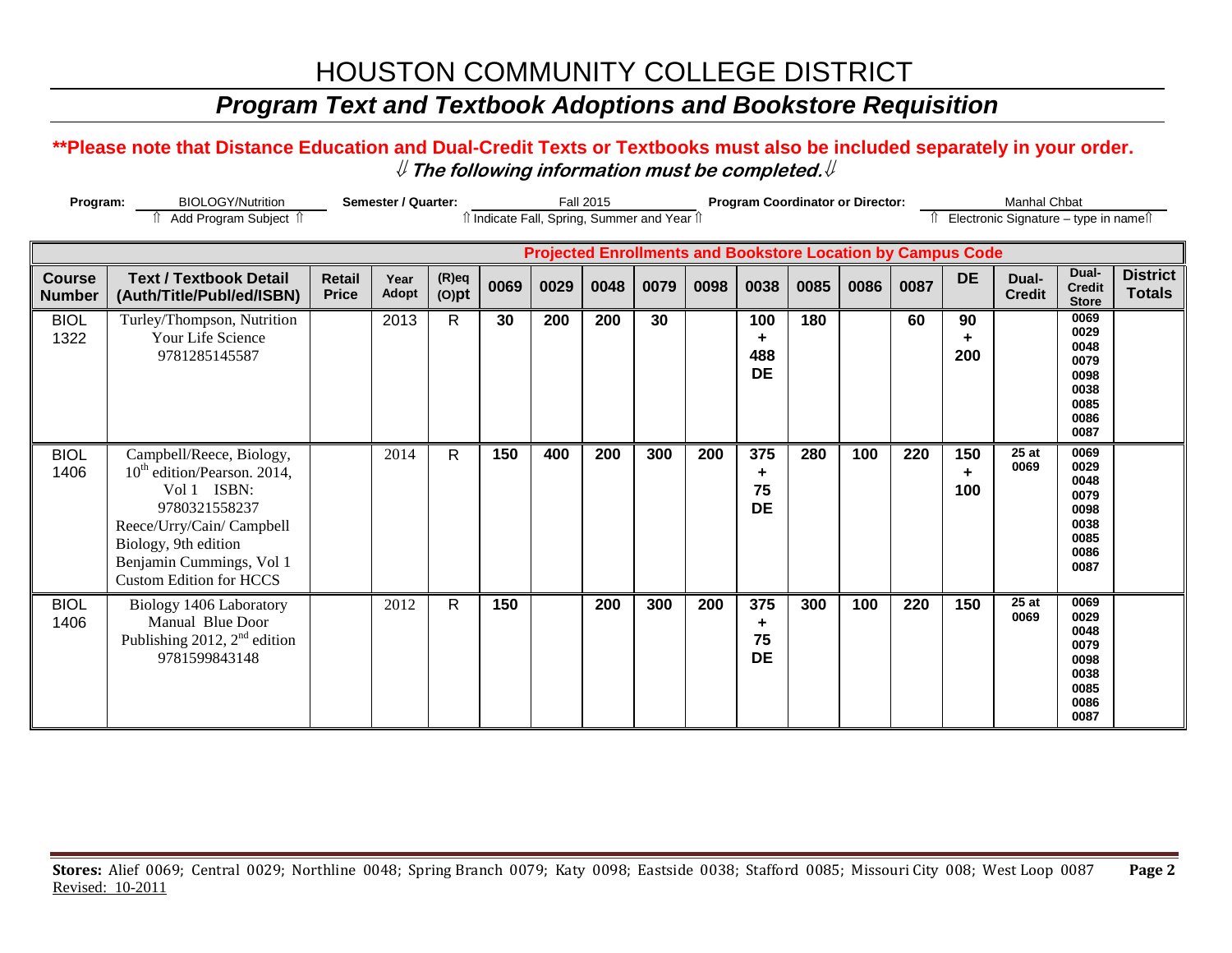# HOUSTON COMMUNITY COLLEGE DISTRICT

## *Program Text and Textbook Adoptions and Bookstore Requisition*

**\*\*Please note that Distance Education and Dual-Credit Texts or Textbooks must also be included separately in your order.**

⇓ ***The following information must be completed.*** ⇓

**Program:** BIOLOGY/Nutrition (⇑ Add Program Subject ⇑) **Semester / Quarter:** Fall 2015 (⇑ Indicate Fall, Spring, Summer and Year ⇑) **Program Coordinator or Director:** Manhal Chbat (⇑ Electronic Signature – type in name ⇑)

| | | | | | Projected Enrollments and Bookstore Location by Campus Code | | | | | | | | | | | | |
|---|---|---|---|---|---|---|---|---|---|---|---|---|---|---|---|---|---|
| **Course Number** | **Text / Textbook Detail (Auth/Title/Publ/ed/ISBN)** | **Retail Price** | **Year Adopt** | **(R)eq (O)pt** | **0069** | **0029** | **0048** | **0079** | **0098** | **0038** | **0085** | **0086** | **0087** | **DE** | **Dual-Credit** | **Dual-Credit Store** | **District Totals** |
| BIOL 1322 | Turley/Thompson, Nutrition Your Life Science 9781285145587 | | 2013 | R | 30 | 200 | 200 | 30 | | 100 + 488 DE | 180 | | 60 | 90 + 200 | | 0069 0029 0048 0079 0098 0038 0085 0086 0087 | |
| BIOL 1406 | Campbell/Reece, Biology, 10th edition/Pearson. 2014, Vol 1 ISBN: 9780321558237 Reece/Urry/Cain/ Campbell Biology, 9th edition Benjamin Cummings, Vol 1 Custom Edition for HCCS | | 2014 | R | 150 | 400 | 200 | 300 | 200 | 375 + 75 DE | 280 | 100 | 220 | 150 + 100 | 25 at 0069 | 0069 0029 0048 0079 0098 0038 0085 0086 0087 | |
| BIOL 1406 | Biology 1406 Laboratory Manual Blue Door Publishing 2012, 2nd edition 9781599843148 | | 2012 | R | 150 | | 200 | 300 | 200 | 375 + 75 DE | 300 | 100 | 220 | 150 | 25 at 0069 | 0069 0029 0048 0079 0098 0038 0085 0086 0087 | |

**Stores:** Alief 0069; Central 0029; Northline 0048; Spring Branch 0079; Katy 0098; Eastside 0038; Stafford 0085; Missouri City 008; West Loop 0087

Revised: 10-2011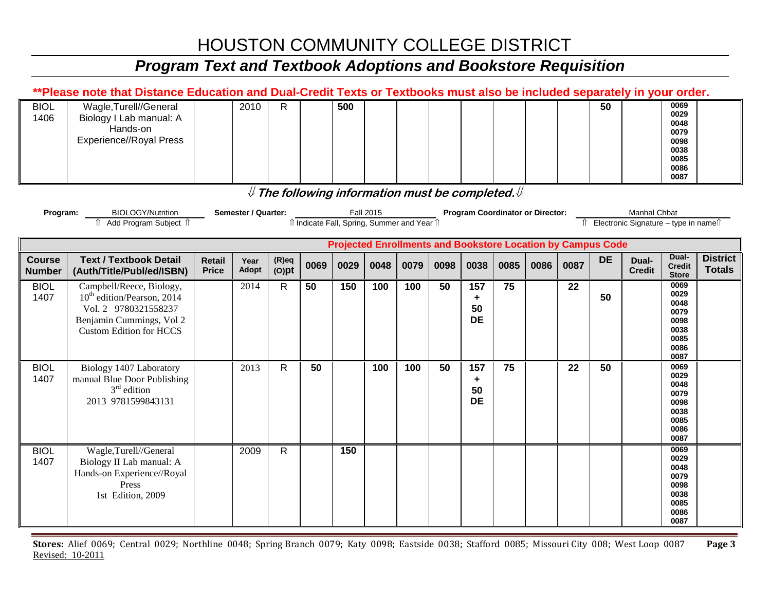# HOUSTON COMMUNITY COLLEGE DISTRICT

## *Program Text and Textbook Adoptions and Bookstore Requisition*

**\*\*Please note that Distance Education and Dual-Credit Texts or Textbooks must also be included separately in your order.**

| | | | | | | | | | | | | | | | | | | |
|---|---|---|---|---|---|---|---|---|---|---|---|---|---|---|---|---|---|---|
| BIOL 1406 | Wagle,Turell//General Biology I Lab manual: A Hands-on Experience//Royal Press | | 2010 | R | | 500 | | | | | | | | | 50 | | 0069 0029 0048 0079 0098 0038 0085 0086 0087 | |

⇓ ***The following information must be completed.*** ⇓

**Program:** BIOLOGY/Nutrition (⇑ Add Program Subject ⇑) **Semester / Quarter:** Fall 2015 (⇑ Indicate Fall, Spring, Summer and Year ⇑) **Program Coordinator or Director:** Manhal Chbat (⇑ Electronic Signature – type in name ⇑)

| Course Number | Text / Textbook Detail (Auth/Title/Publ/ed/ISBN) | Retail Price | Year Adopt | (R)eq (O)pt | Projected Enrollments and Bookstore Location by Campus Code | | | | | | | | | | | | Dual-Credit Store | District Totals |
|---|---|---|---|---|---|---|---|---|---|---|---|---|---|---|---|---|---|---|
| | | | | | 0069 | 0029 | 0048 | 0079 | 0098 | 0038 | 0085 | 0086 | 0087 | DE | Dual-Credit | | | |
| BIOL 1407 | Campbell/Reece, Biology, 10th edition/Pearson, 2014 Vol. 2 9780321558237 Benjamin Cummings, Vol 2 Custom Edition for HCCS | | 2014 | R | 50 | 150 | 100 | 100 | 50 | 157 + 50 DE | 75 | | 22 | 50 | | | 0069 0029 0048 0079 0098 0038 0085 0086 0087 | |
| BIOL 1407 | Biology 1407 Laboratory manual Blue Door Publishing 3rd edition 2013 9781599843131 | | 2013 | R | 50 | | 100 | 100 | 50 | 157 + 50 DE | 75 | | 22 | 50 | | | 0069 0029 0048 0079 0098 0038 0085 0086 0087 | |
| BIOL 1407 | Wagle,Turell//General Biology II Lab manual: A Hands-on Experience//Royal Press 1st Edition, 2009 | | 2009 | R | | 150 | | | | | | | | | | | 0069 0029 0048 0079 0098 0038 0085 0086 0087 | |

**Stores:** Alief 0069; Central 0029; Northline 0048; Spring Branch 0079; Katy 0098; Eastside 0038; Stafford 0085; Missouri City 008; West Loop 0087

Revised: 10-2011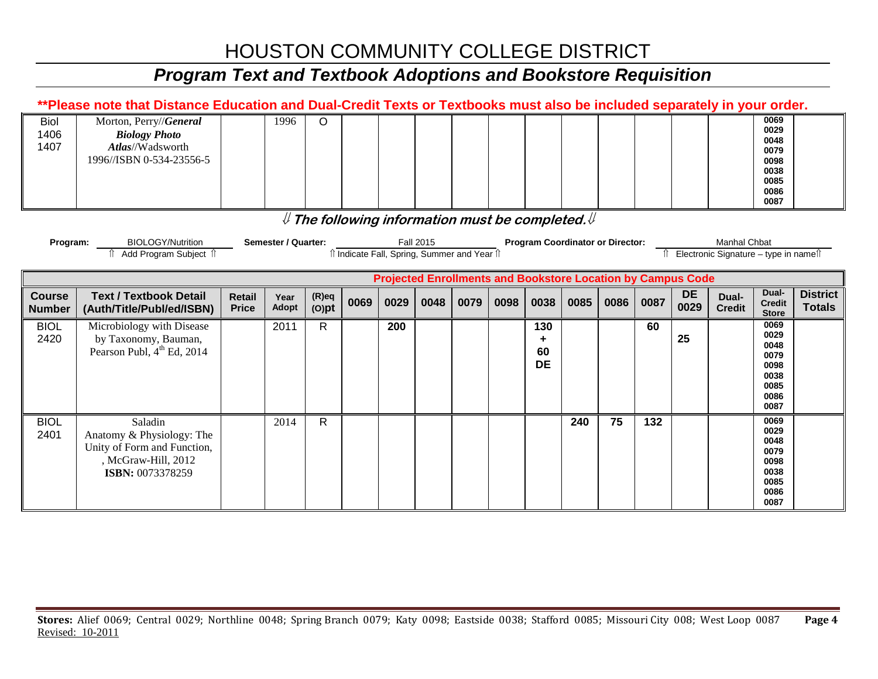# HOUSTON COMMUNITY COLLEGE DISTRICT

## *Program Text and Textbook Adoptions and Bookstore Requisition*

**\*\*Please note that Distance Education and Dual-Credit Texts or Textbooks must also be included separately in your order.**

| | | | | | | | | | | | | | | | | | |
|---|---|---|---|---|---|---|---|---|---|---|---|---|---|---|---|---|---|
| Biol 1406 1407 | Morton, Perry//***General Biology Photo Atlas***//Wadsworth 1996//ISBN 0-534-23556-5 | | 1996 | O | | | | | | | | | | | | 0069 0029 0048 0079 0098 0038 0085 0086 0087 | |

⇓ ***The following information must be completed.*** ⇓

**Program:** BIOLOGY/Nutrition (⇑ Add Program Subject ⇑) **Semester / Quarter:** Fall 2015 (⇑ Indicate Fall, Spring, Summer and Year ⇑) **Program Coordinator or Director:** Manhal Chbat (⇑ Electronic Signature – type in name ⇑)

| | | | | | Projected Enrollments and Bookstore Location by Campus Code | | | | | | | | | | | | |
|---|---|---|---|---|---|---|---|---|---|---|---|---|---|---|---|---|---|
| **Course Number** | **Text / Textbook Detail (Auth/Title/Publ/ed/ISBN)** | **Retail Price** | **Year Adopt** | **(R)eq (O)pt** | **0069** | **0029** | **0048** | **0079** | **0098** | **0038** | **0085** | **0086** | **0087** | **DE 0029** | **Dual-Credit** | **Dual-Credit Store** | **District Totals** |
| BIOL 2420 | Microbiology with Disease by Taxonomy, Bauman, Pearson Publ, 4th Ed, 2014 | | 2011 | R | | **200** | | | | **130 + 60 DE** | | | **60** | **25** | | 0069 0029 0048 0079 0098 0038 0085 0086 0087 | |
| BIOL 2401 | Saladin Anatomy & Physiology: The Unity of Form and Function, , McGraw-Hill, 2012 **ISBN:** 0073378259 | | 2014 | R | | | | | | | **240** | **75** | **132** | | | 0069 0029 0048 0079 0098 0038 0085 0086 0087 | |

**Stores:** Alief 0069; Central 0029; Northline 0048; Spring Branch 0079; Katy 0098; Eastside 0038; Stafford 0085; Missouri City 008; West Loop 0087

Revised: 10-2011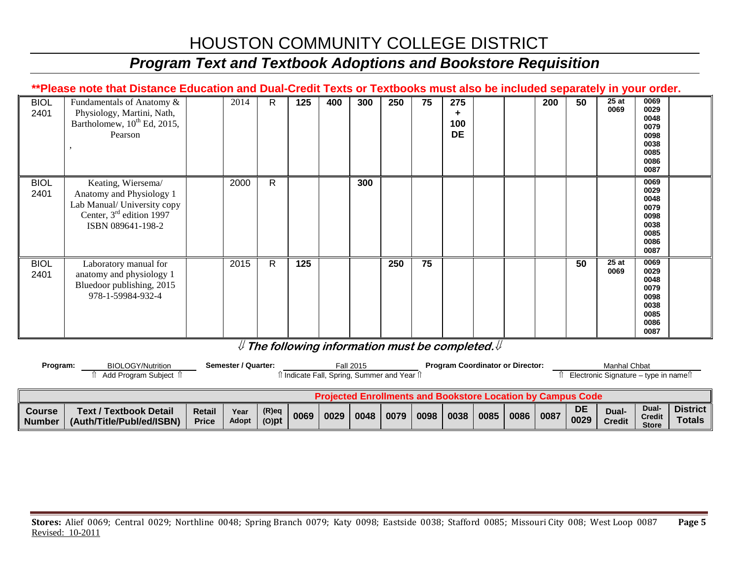# HOUSTON COMMUNITY COLLEGE DISTRICT

## *Program Text and Textbook Adoptions and Bookstore Requisition*

**\*\*Please note that Distance Education and Dual-Credit Texts or Textbooks must also be included separately in your order.**

| Course Number | Text / Textbook Detail (Auth/Title/Publ/ed/ISBN) | Retail Price | Year Adopt | (R)eq (O)pt | 0069 | 0029 | 0048 | 0079 | 0098 | 0038 | 0085 | 0086 | 0087 | DE 0029 | Dual-Credit | Dual-Credit Store | District Totals |
|---|---|---|---|---|---|---|---|---|---|---|---|---|---|---|---|---|---|
| BIOL 2401 | Fundamentals of Anatomy & Physiology, Martini, Nath, Bartholomew, 10th Ed, 2015, Pearson<br>, | | 2014 | R | 125 | 400 | 300 | 250 | 75 | 275 + 100 DE | | | 200 | 50 | 25 at 0069 | 0069 0029 0048 0079 0098 0038 0085 0086 0087 | |
| BIOL 2401 | Keating, Wiersema/ Anatomy and Physiology 1 Lab Manual/ University copy Center, 3rd edition 1997 ISBN 089641-198-2 | | 2000 | R | | | 300 | | | | | | | | | 0069 0029 0048 0079 0098 0038 0085 0086 0087 | |
| BIOL 2401 | Laboratory manual for anatomy and physiology 1 Bluedoor publishing, 2015 978-1-59984-932-4 | | 2015 | R | 125 | | | 250 | 75 | | | | | 50 | 25 at 0069 | 0069 0029 0048 0079 0098 0038 0085 0086 0087 | |

***⇓ The following information must be completed.⇓***

**Program:** BIOLOGY/Nutrition
⇑ Add Program Subject ⇑

**Semester / Quarter:** Fall 2015
⇑ Indicate Fall, Spring, Summer and Year ⇑

**Program Coordinator or Director:** Manhal Chbat
⇑ Electronic Signature – type in name⇑

**Projected Enrollments and Bookstore Location by Campus Code**

**Stores:** Alief 0069; Central 0029; Northline 0048; Spring Branch 0079; Katy 0098; Eastside 0038; Stafford 0085; Missouri City 008; West Loop 0087

Revised: 10-2011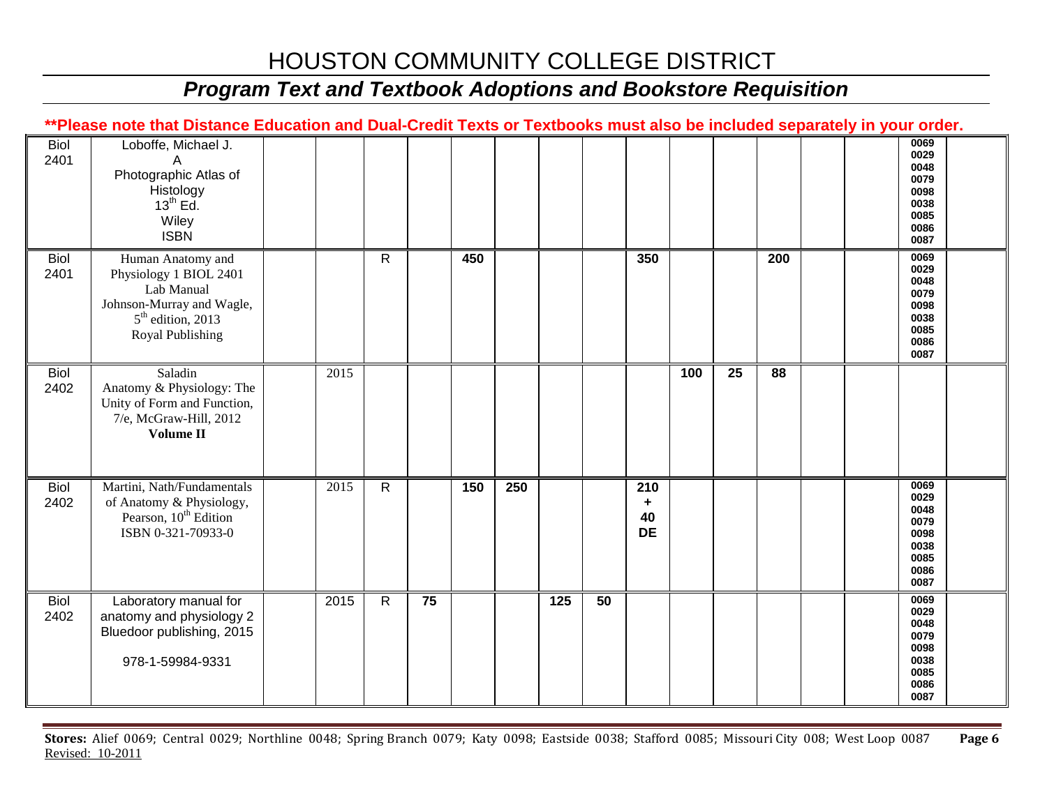# HOUSTON COMMUNITY COLLEGE DISTRICT

## *Program Text and Textbook Adoptions and Bookstore Requisition*

**\*\*Please note that Distance Education and Dual-Credit Texts or Textbooks must also be included separately in your order.**

| | | | | | | | | | | | | | | | | | |
|---|---|---|---|---|---|---|---|---|---|---|---|---|---|---|---|---|---|
| Biol 2401 | Loboffe, Michael J. A Photographic Atlas of Histology 13th Ed. Wiley ISBN | | | | | | | | | | | | | | | 0069 0029 0048 0079 0098 0038 0085 0086 0087 | |
| Biol 2401 | Human Anatomy and Physiology 1 BIOL 2401 Lab Manual Johnson-Murray and Wagle, 5th edition, 2013 Royal Publishing | | | R | | **450** | | | | **350** | | | **200** | | | 0069 0029 0048 0079 0098 0038 0085 0086 0087 | |
| Biol 2402 | Saladin Anatomy & Physiology: The Unity of Form and Function, 7/e, McGraw-Hill, 2012 **Volume II** | | 2015 | | | | | | | | **100** | **25** | **88** | | | | |
| Biol 2402 | Martini, Nath/Fundamentals of Anatomy & Physiology, Pearson, 10th Edition ISBN 0-321-70933-0 | | 2015 | R | | **150** | **250** | | | **210 + 40 DE** | | | | | | 0069 0029 0048 0079 0098 0038 0085 0086 0087 | |
| Biol 2402 | Laboratory manual for anatomy and physiology 2 Bluedoor publishing, 2015 978-1-59984-9331 | | 2015 | R | **75** | | | **125** | **50** | | | | | | | 0069 0029 0048 0079 0098 0038 0085 0086 0087 | |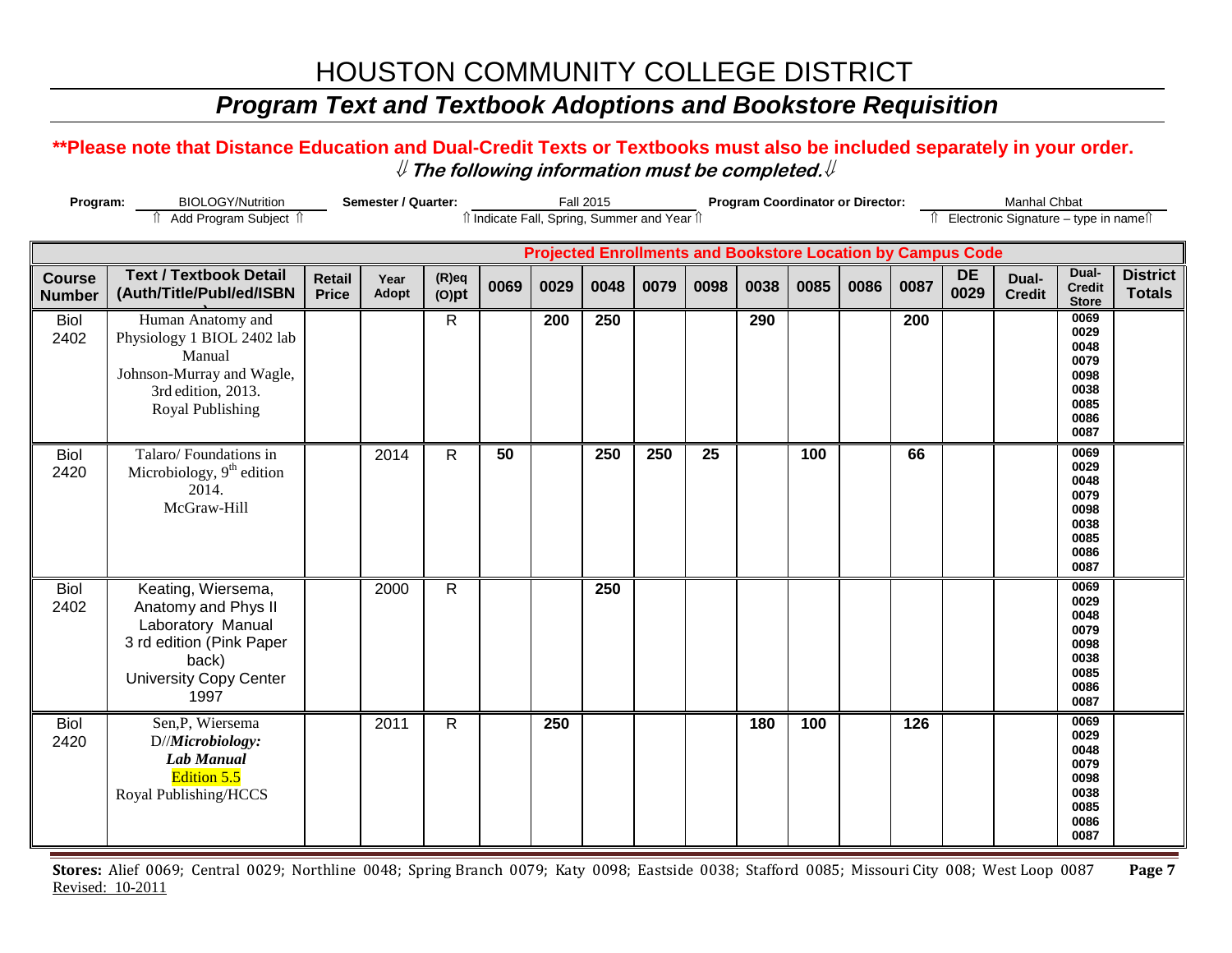# HOUSTON COMMUNITY COLLEGE DISTRICT

## *Program Text and Textbook Adoptions and Bookstore Requisition*

**\*\*Please note that Distance Education and Dual-Credit Texts or Textbooks must also be included separately in your order.**

⇓ ***The following information must be completed.*** ⇓

**Program:** BIOLOGY/Nutrition (⇑ Add Program Subject ⇑) **Semester / Quarter:** Fall 2015 (⇑ Indicate Fall, Spring, Summer and Year ⇑) **Program Coordinator or Director:** Manhal Chbat (⇑ Electronic Signature – type in name ⇑)

| | | | | | **Projected Enrollments and Bookstore Location by Campus Code** | | | | | | | | | | | | |
|---|---|---|---|---|---|---|---|---|---|---|---|---|---|---|---|---|---|
| **Course Number** | **Text / Textbook Detail (Auth/Title/Publ/ed/ISBN** | **Retail Price** | **Year Adopt** | **(R)eq (O)pt** | **0069** | **0029** | **0048** | **0079** | **0098** | **0038** | **0085** | **0086** | **0087** | **DE 0029** | **Dual-Credit** | **Dual-Credit Store** | **District Totals** |
| Biol 2402 | Human Anatomy and Physiology 1 BIOL 2402 lab Manual Johnson-Murray and Wagle, 3rd edition, 2013. Royal Publishing | | | R | | **200** | **250** | | | **290** | | | **200** | | | 0069 0029 0048 0079 0098 0038 0085 0086 0087 | |
| Biol 2420 | Talaro/ Foundations in Microbiology, 9th edition 2014. McGraw-Hill | | 2014 | R | **50** | | **250** | **250** | **25** | | **100** | | **66** | | | 0069 0029 0048 0079 0098 0038 0085 0086 0087 | |
| Biol 2402 | Keating, Wiersema, Anatomy and Phys II Laboratory Manual 3 rd edition (Pink Paper back) University Copy Center 1997 | | 2000 | R | | | **250** | | | | | | | | | 0069 0029 0048 0079 0098 0038 0085 0086 0087 | |
| Biol 2420 | Sen,P, Wiersema D//***Microbiology: Lab Manual*** Edition 5.5 Royal Publishing/HCCS | | 2011 | R | | **250** | | | | **180** | **100** | | **126** | | | 0069 0029 0048 0079 0098 0038 0085 0086 0087 | |

**Stores:** Alief 0069; Central 0029; Northline 0048; Spring Branch 0079; Katy 0098; Eastside 0038; Stafford 0085; Missouri City 008; West Loop 0087

Revised: 10-2011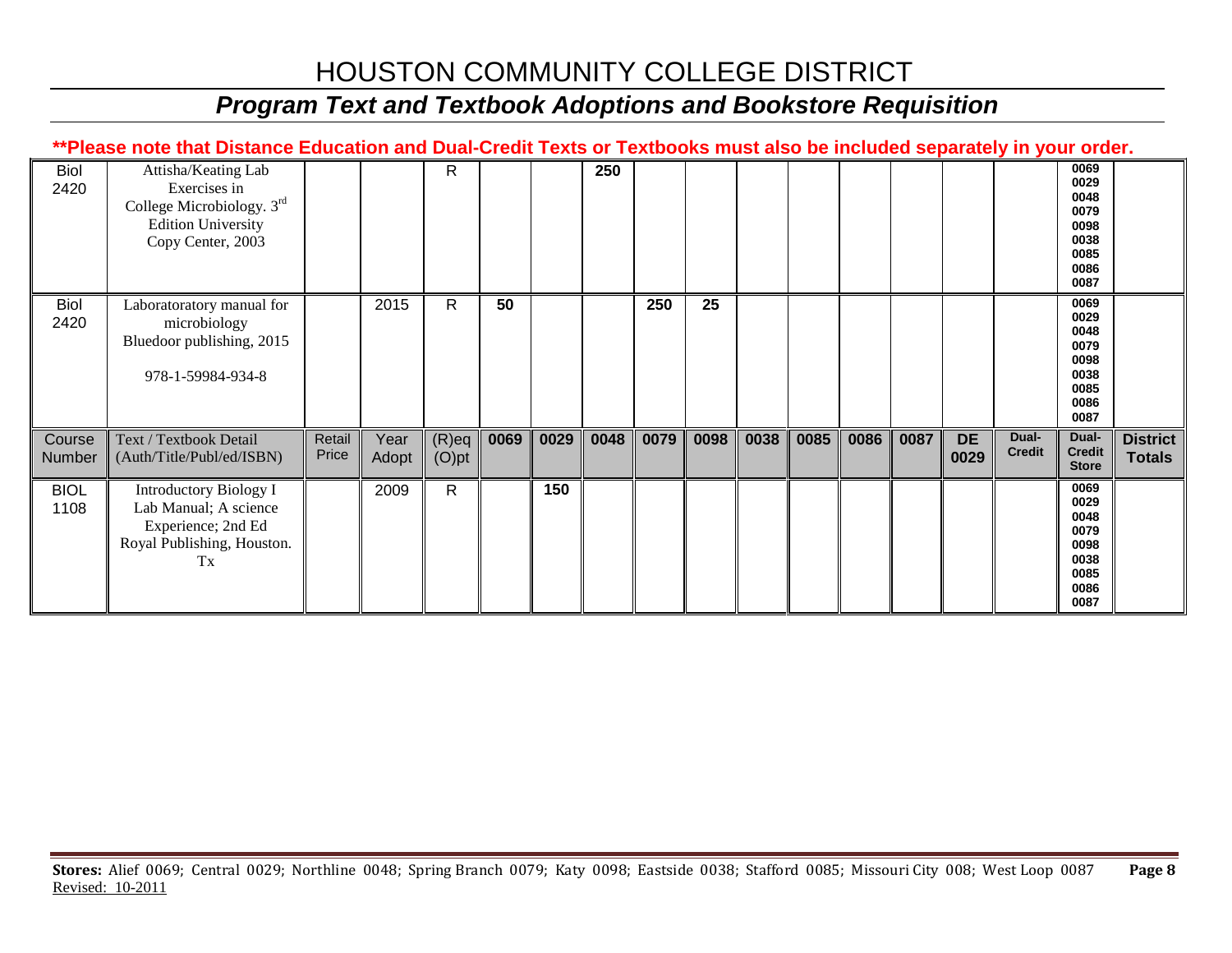# HOUSTON COMMUNITY COLLEGE DISTRICT

## *Program Text and Textbook Adoptions and Bookstore Requisition*

**\*\*Please note that Distance Education and Dual-Credit Texts or Textbooks must also be included separately in your order.**

| | | | | | | | | | | | | | | | | | |
|---|---|---|---|---|---|---|---|---|---|---|---|---|---|---|---|---|---|
| Biol 2420 | Attisha/Keating Lab Exercises in College Microbiology. 3rd Edition University Copy Center, 2003 | | | R | | | 250 | | | | | | | | | 0069 0029 0048 0079 0098 0038 0085 0086 0087 | |
| Biol 2420 | Laboratoratory manual for microbiology Bluedoor publishing, 2015 978-1-59984-934-8 | | 2015 | R | 50 | | | 250 | 25 | | | | | | | 0069 0029 0048 0079 0098 0038 0085 0086 0087 | |
| **Course Number** | **Text / Textbook Detail (Auth/Title/Publ/ed/ISBN)** | **Retail Price** | **Year Adopt** | **(R)eq (O)pt** | **0069** | **0029** | **0048** | **0079** | **0098** | **0038** | **0085** | **0086** | **0087** | **DE 0029** | **Dual-Credit** | **Dual-Credit Store** | **District Totals** |
| BIOL 1108 | Introductory Biology I Lab Manual; A science Experience; 2nd Ed Royal Publishing, Houston. Tx | | 2009 | R | | 150 | | | | | | | | | | 0069 0029 0048 0079 0098 0038 0085 0086 0087 | |

**Stores:** Alief 0069; Central 0029; Northline 0048; Spring Branch 0079; Katy 0098; Eastside 0038; Stafford 0085; Missouri City 008; West Loop 0087

Revised: 10-2011